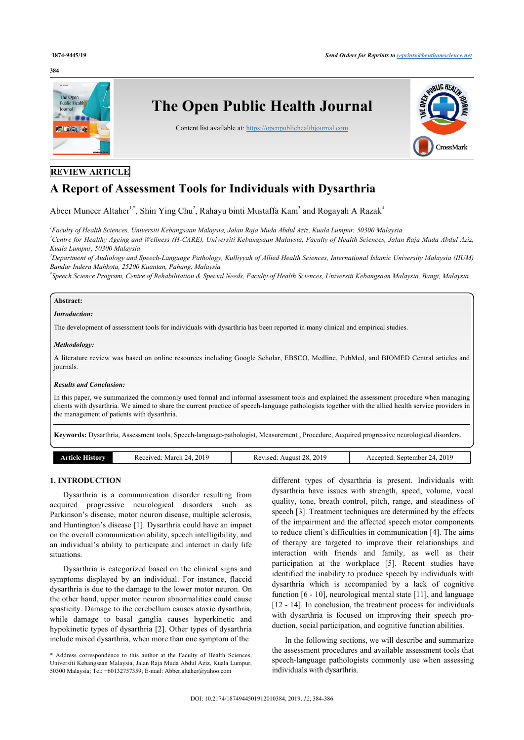REVIEW ARTICLE

# A Report of Assessment Tools for Individuals with Dysarthria

Abeer Muneer Altaher[1,*], Shin Ying Chu[2], Rahayu binti Mustaffa Kam[3] and Rogayah A Razak[4]

[1]*Faculty of Health Sciences, Universiti Kebangsaan Malaysia, Jalan Raja Muda Abdul Aziz, Kuala Lumpur, 50300 Malaysia*

[2]*Centre for Healthy Ageing and Wellness (H-CARE), Universiti Kebangsaan Malaysia, Faculty of Health Sciences, Jalan Raja Muda Abdul Aziz, Kuala Lumpur, 50300 Malaysia*

[3]*Department of Audiology and Speech-Language Pathology, Kulliyyah of Allied Health Sciences, International Islamic University Malaysia (IIUM) Bandar Indera Mahkota, 25200 Kuantan, Pahang, Malaysia*

[4]*Speech Science Program, Centre of Rehabilitation & Special Needs, Faculty of Health Sciences, Universiti Kebangsaan Malaysia, Bangi, Malaysia*

**Abstract:**

***Introduction:***

The development of assessment tools for individuals with dysarthria has been reported in many clinical and empirical studies.

***Methodology:***

A literature review was based on online resources including Google Scholar, EBSCO, Medline, PubMed, and BIOMED Central articles and journals.

***Results and Conclusion:***

In this paper, we summarized the commonly used formal and informal assessment tools and explained the assessment procedure when managing clients with dysarthria. We aimed to share the current practice of speech-language pathologists together with the allied health service providers in the management of patients with dysarthria.

**Keywords:** Dysarthria, Assessment tools, Speech-language-pathologist, Measurement , Procedure, Acquired progressive neurological disorders.

| Article History | Received: March 24, 2019 | Revised: August 28, 2019 | Accepted: September 24, 2019 |
|---|---|---|---|

## 1. INTRODUCTION

Dysarthria is a communication disorder resulting from acquired progressive neurological disorders such as Parkinson's disease, motor neuron disease, multiple sclerosis, and Huntington's disease [1]. Dysarthria could have an impact on the overall communication ability, speech intelligibility, and an individual's ability to participate and interact in daily life situations.

Dysarthria is categorized based on the clinical signs and symptoms displayed by an individual. For instance, flaccid dysarthria is due to the damage to the lower motor neuron. On the other hand, upper motor neuron abnormalities could cause spasticity. Damage to the cerebellum causes ataxic dysarthria, while damage to basal ganglia causes hyperkinetic and hypokinetic types of dysarthria [2]. Other types of dysarthria include mixed dysarthria, when more than one symptom of the different types of dysarthria is present. Individuals with dysarthria have issues with strength, speed, volume, vocal quality, tone, breath control, pitch, range, and steadiness of speech [3]. Treatment techniques are determined by the effects of the impairment and the affected speech motor components to reduce client's difficulties in communication [4]. The aims of therapy are targeted to improve their relationships and interaction with friends and family, as well as their participation at the workplace [5]. Recent studies have identified the inability to produce speech by individuals with dysarthria which is accompanied by a lack of cognitive function [6 - 10], neurological mental state [11], and language [12 - 14]. In conclusion, the treatment process for individuals with dysarthria is focused on improving their speech production, social participation, and cognitive function abilities.

In the following sections, we will describe and summarize the assessment procedures and available assessment tools that speech-language pathologists commonly use when assessing individuals with dysarthria.

\* Address correspondence to this author at the Faculty of Health Sciences, Universiti Kebangsaan Malaysia, Jalan Raja Muda Abdul Aziz, Kuala Lumpur, 50300 Malaysia; Tel: +60132757359; E-mail: Abber.altaher@yahoo.com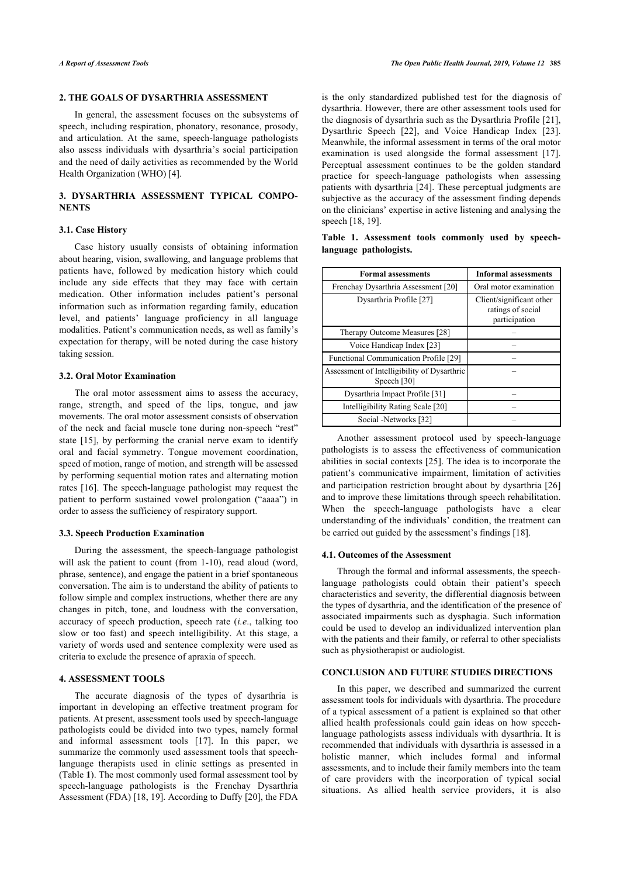## 2. THE GOALS OF DYSARTHRIA ASSESSMENT

In general, the assessment focuses on the subsystems of speech, including respiration, phonatory, resonance, prosody, and articulation. At the same, speech-language pathologists also assess individuals with dysarthria's social participation and the need of daily activities as recommended by the World Health Organization (WHO) [4].

## 3. DYSARTHRIA ASSESSMENT TYPICAL COMPONENTS

### 3.1. Case History

Case history usually consists of obtaining information about hearing, vision, swallowing, and language problems that patients have, followed by medication history which could include any side effects that they may face with certain medication. Other information includes patient's personal information such as information regarding family, education level, and patients' language proficiency in all language modalities. Patient's communication needs, as well as family's expectation for therapy, will be noted during the case history taking session.

### 3.2. Oral Motor Examination

The oral motor assessment aims to assess the accuracy, range, strength, and speed of the lips, tongue, and jaw movements. The oral motor assessment consists of observation of the neck and facial muscle tone during non-speech "rest" state [15], by performing the cranial nerve exam to identify oral and facial symmetry. Tongue movement coordination, speed of motion, range of motion, and strength will be assessed by performing sequential motion rates and alternating motion rates [16]. The speech-language pathologist may request the patient to perform sustained vowel prolongation ("aaaa") in order to assess the sufficiency of respiratory support.

### 3.3. Speech Production Examination

During the assessment, the speech-language pathologist will ask the patient to count (from 1-10), read aloud (word, phrase, sentence), and engage the patient in a brief spontaneous conversation. The aim is to understand the ability of patients to follow simple and complex instructions, whether there are any changes in pitch, tone, and loudness with the conversation, accuracy of speech production, speech rate (*i.e*., talking too slow or too fast) and speech intelligibility. At this stage, a variety of words used and sentence complexity were used as criteria to exclude the presence of apraxia of speech.

## 4. ASSESSMENT TOOLS

The accurate diagnosis of the types of dysarthria is important in developing an effective treatment program for patients. At present, assessment tools used by speech-language pathologists could be divided into two types, namely formal and informal assessment tools [17]. In this paper, we summarize the commonly used assessment tools that speech-language therapists used in clinic settings as presented in (Table **1**). The most commonly used formal assessment tool by speech-language pathologists is the Frenchay Dysarthria Assessment (FDA) [18, 19]. According to Duffy [20], the FDA is the only standardized published test for the diagnosis of dysarthria. However, there are other assessment tools used for the diagnosis of dysarthria such as the Dysarthria Profile [21], Dysarthric Speech [22], and Voice Handicap Index [23]. Meanwhile, the informal assessment in terms of the oral motor examination is used alongside the formal assessment [17]. Perceptual assessment continues to be the golden standard practice for speech-language pathologists when assessing patients with dysarthria [24]. These perceptual judgments are subjective as the accuracy of the assessment finding depends on the clinicians' expertise in active listening and analysing the speech [18, 19].

**Table 1. Assessment tools commonly used by speech-language pathologists.**

| Formal assessments | Informal assessments |
| --- | --- |
| Frenchay Dysarthria Assessment [20] | Oral motor examination |
| Dysarthria Profile [27] | Client/significant other ratings of social participation |
| Therapy Outcome Measures [28] | – |
| Voice Handicap Index [23] | – |
| Functional Communication Profile [29] | – |
| Assessment of Intelligibility of Dysarthric Speech [30] | – |
| Dysarthria Impact Profile [31] | – |
| Intelligibility Rating Scale [20] | – |
| Social -Networks [32] | – |

Another assessment protocol used by speech-language pathologists is to assess the effectiveness of communication abilities in social contexts [25]. The idea is to incorporate the patient's communicative impairment, limitation of activities and participation restriction brought about by dysarthria [26] and to improve these limitations through speech rehabilitation. When the speech-language pathologists have a clear understanding of the individuals' condition, the treatment can be carried out guided by the assessment's findings [18].

### 4.1. Outcomes of the Assessment

Through the formal and informal assessments, the speech-language pathologists could obtain their patient's speech characteristics and severity, the differential diagnosis between the types of dysarthria, and the identification of the presence of associated impairments such as dysphagia. Such information could be used to develop an individualized intervention plan with the patients and their family, or referral to other specialists such as physiotherapist or audiologist.

## CONCLUSION AND FUTURE STUDIES DIRECTIONS

In this paper, we described and summarized the current assessment tools for individuals with dysarthria. The procedure of a typical assessment of a patient is explained so that other allied health professionals could gain ideas on how speech-language pathologists assess individuals with dysarthria. It is recommended that individuals with dysarthria is assessed in a holistic manner, which includes formal and informal assessments, and to include their family members into the team of care providers with the incorporation of typical social situations. As allied health service providers, it is also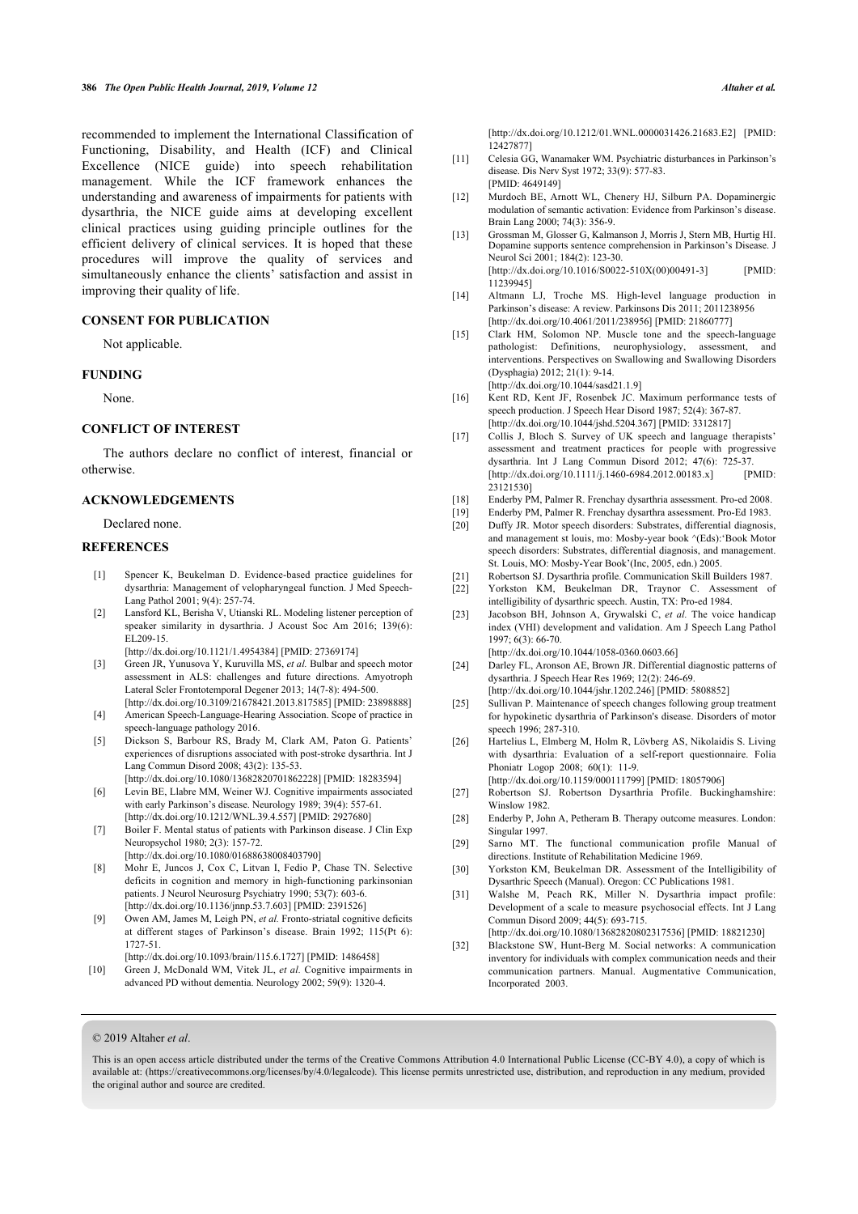recommended to implement the International Classification of Functioning, Disability, and Health (ICF) and Clinical Excellence (NICE guide) into speech rehabilitation management. While the ICF framework enhances the understanding and awareness of impairments for patients with dysarthria, the NICE guide aims at developing excellent clinical practices using guiding principle outlines for the efficient delivery of clinical services. It is hoped that these procedures will improve the quality of services and simultaneously enhance the clients' satisfaction and assist in improving their quality of life.

## CONSENT FOR PUBLICATION

Not applicable.

## FUNDING

None.

## CONFLICT OF INTEREST

The authors declare no conflict of interest, financial or otherwise.

## ACKNOWLEDGEMENTS

Declared none.

## REFERENCES

[1] Spencer K, Beukelman D. Evidence-based practice guidelines for dysarthria: Management of velopharyngeal function. J Med Speech-Lang Pathol 2001; 9(4): 257-74.

[2] Lansford KL, Berisha V, Utianski RL. Modeling listener perception of speaker similarity in dysarthria. J Acoust Soc Am 2016; 139(6): EL209-15. [http://dx.doi.org/10.1121/1.4954384] [PMID: 27369174]

[3] Green JR, Yunusova Y, Kuruvilla MS, *et al.* Bulbar and speech motor assessment in ALS: challenges and future directions. Amyotroph Lateral Scler Frontotemporal Degener 2013; 14(7-8): 494-500. [http://dx.doi.org/10.3109/21678421.2013.817585] [PMID: 23898888]

[4] American Speech-Language-Hearing Association. Scope of practice in speech-language pathology 2016.

[5] Dickson S, Barbour RS, Brady M, Clark AM, Paton G. Patients' experiences of disruptions associated with post-stroke dysarthria. Int J Lang Commun Disord 2008; 43(2): 135-53. [http://dx.doi.org/10.1080/13682820701862228] [PMID: 18283594]

[6] Levin BE, Llabre MM, Weiner WJ. Cognitive impairments associated with early Parkinson's disease. Neurology 1989; 39(4): 557-61. [http://dx.doi.org/10.1212/WNL.39.4.557] [PMID: 2927680]

[7] Boiler F. Mental status of patients with Parkinson disease. J Clin Exp Neuropsychol 1980; 2(3): 157-72. [http://dx.doi.org/10.1080/01688638008403790]

[8] Mohr E, Juncos J, Cox C, Litvan I, Fedio P, Chase TN. Selective deficits in cognition and memory in high-functioning parkinsonian patients. J Neurol Neurosurg Psychiatry 1990; 53(7): 603-6. [http://dx.doi.org/10.1136/jnnp.53.7.603] [PMID: 2391526]

[9] Owen AM, James M, Leigh PN, *et al.* Fronto-striatal cognitive deficits at different stages of Parkinson's disease. Brain 1992; 115(Pt 6): 1727-51. [http://dx.doi.org/10.1093/brain/115.6.1727] [PMID: 1486458]

[10] Green J, McDonald WM, Vitek JL, *et al.* Cognitive impairments in advanced PD without dementia. Neurology 2002; 59(9): 1320-4. [http://dx.doi.org/10.1212/01.WNL.0000031426.21683.E2] [PMID: 12427877]

[11] Celesia GG, Wanamaker WM. Psychiatric disturbances in Parkinson's disease. Dis Nerv Syst 1972; 33(9): 577-83. [PMID: 4649149]

[12] Murdoch BE, Arnott WL, Chenery HJ, Silburn PA. Dopaminergic modulation of semantic activation: Evidence from Parkinson's disease. Brain Lang 2000; 74(3): 356-9.

[13] Grossman M, Glosser G, Kalmanson J, Morris J, Stern MB, Hurtig HI. Dopamine supports sentence comprehension in Parkinson's Disease. J Neurol Sci 2001; 184(2): 123-30. [http://dx.doi.org/10.1016/S0022-510X(00)00491-3] [PMID: 11239945]

[14] Altmann LJ, Troche MS. High-level language production in Parkinson's disease: A review. Parkinsons Dis 2011; 2011238956 [http://dx.doi.org/10.4061/2011/238956] [PMID: 21860777]

[15] Clark HM, Solomon NP. Muscle tone and the speech-language pathologist: Definitions, neurophysiology, assessment, and interventions. Perspectives on Swallowing and Swallowing Disorders (Dysphagia) 2012; 21(1): 9-14. [http://dx.doi.org/10.1044/sasd21.1.9]

[16] Kent RD, Kent JF, Rosenbek JC. Maximum performance tests of speech production. J Speech Hear Disord 1987; 52(4): 367-87. [http://dx.doi.org/10.1044/jshd.5204.367] [PMID: 3312817]

[17] Collis J, Bloch S. Survey of UK speech and language therapists' assessment and treatment practices for people with progressive dysarthria. Int J Lang Commun Disord 2012; 47(6): 725-37. [http://dx.doi.org/10.1111/j.1460-6984.2012.00183.x] [PMID: 23121530]

[18] Enderby PM, Palmer R. Frenchay dysarthria assessment. Pro-ed 2008.

[19] Enderby PM, Palmer R. Frenchay dysarthra assessment. Pro-Ed 1983.

[20] Duffy JR. Motor speech disorders: Substrates, differential diagnosis, and management st louis, mo: Mosby-year book ^(Eds):'Book Motor speech disorders: Substrates, differential diagnosis, and management. St. Louis, MO: Mosby-Year Book'(Inc, 2005, edn.) 2005.

[21] Robertson SJ. Dysarthria profile. Communication Skill Builders 1987.

[22] Yorkston KM, Beukelman DR, Traynor C. Assessment of intelligibility of dysarthric speech. Austin, TX: Pro-ed 1984.

[23] Jacobson BH, Johnson A, Grywalski C, *et al.* The voice handicap index (VHI) development and validation. Am J Speech Lang Pathol 1997; 6(3): 66-70. [http://dx.doi.org/10.1044/1058-0360.0603.66]

[24] Darley FL, Aronson AE, Brown JR. Differential diagnostic patterns of dysarthria. J Speech Hear Res 1969; 12(2): 246-69. [http://dx.doi.org/10.1044/jshr.1202.246] [PMID: 5808852]

[25] Sullivan P. Maintenance of speech changes following group treatment for hypokinetic dysarthria of Parkinson's disease. Disorders of motor speech 1996; 287-310.

[26] Hartelius L, Elmberg M, Holm R, Lövberg AS, Nikolaidis S. Living with dysarthria: Evaluation of a self-report questionnaire. Folia Phoniatr Logop 2008; 60(1): 11-9. [http://dx.doi.org/10.1159/000111799] [PMID: 18057906]

[27] Robertson SJ. Robertson Dysarthria Profile. Buckinghamshire: Winslow 1982.

[28] Enderby P, John A, Petheram B. Therapy outcome measures. London: Singular 1997.

[29] Sarno MT. The functional communication profile Manual of directions. Institute of Rehabilitation Medicine 1969.

[30] Yorkston KM, Beukelman DR. Assessment of the Intelligibility of Dysarthric Speech (Manual). Oregon: CC Publications 1981.

[31] Walshe M, Peach RK, Miller N. Dysarthria impact profile: Development of a scale to measure psychosocial effects. Int J Lang Commun Disord 2009; 44(5): 693-715. [http://dx.doi.org/10.1080/13682820802317536] [PMID: 18821230]

[32] Blackstone SW, Hunt-Berg M. Social networks: A communication inventory for individuals with complex communication needs and their communication partners. Manual. Augmentative Communication, Incorporated 2003.

© 2019 Altaher *et al*.

This is an open access article distributed under the terms of the Creative Commons Attribution 4.0 International Public License (CC-BY 4.0), a copy of which is available at: (https://creativecommons.org/licenses/by/4.0/legalcode). This license permits unrestricted use, distribution, and reproduction in any medium, provided the original author and source are credited.